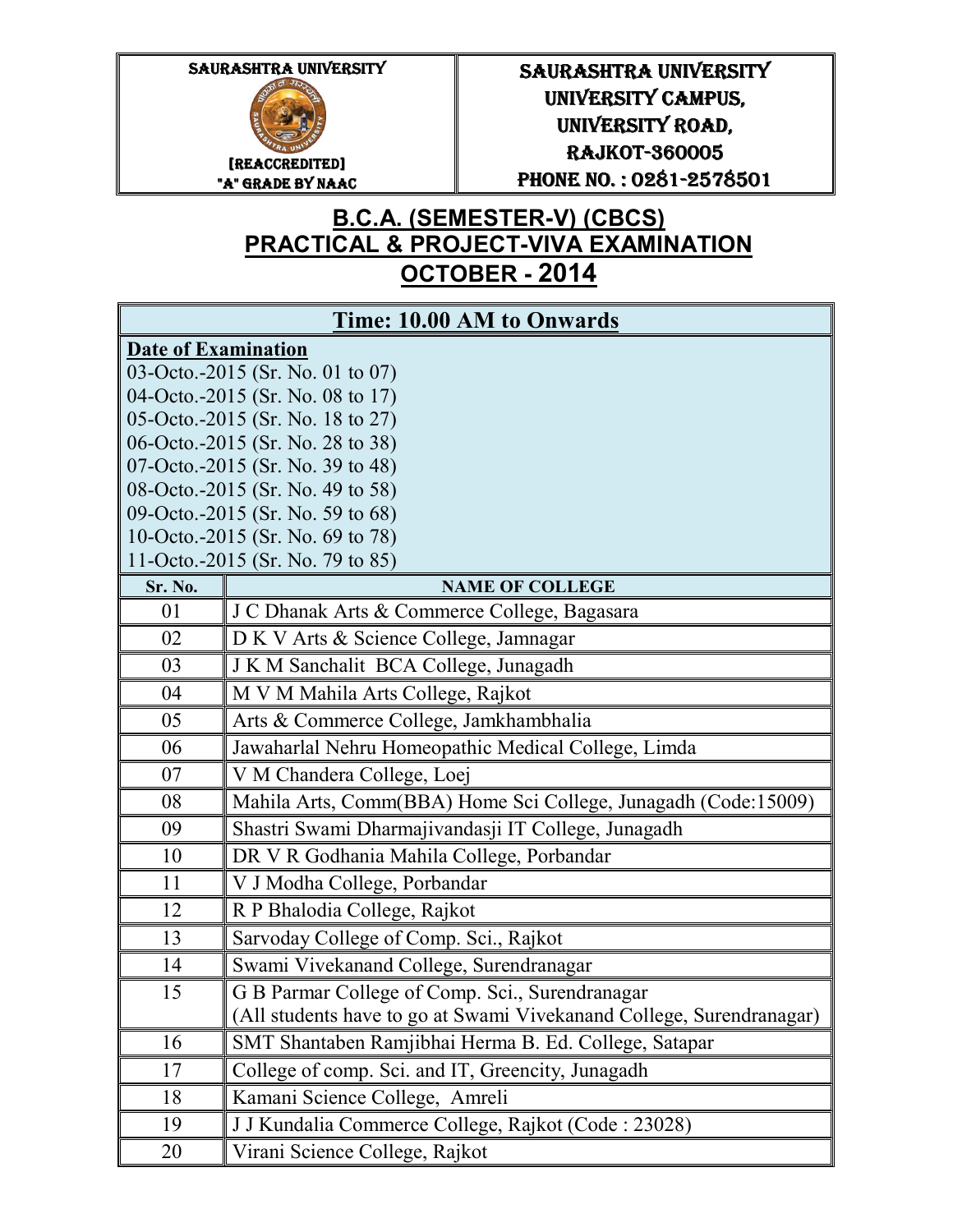| SAURASHTRA UNIVERSITY [REACCREDITED] "A" GRADE BY NAAC | SAURASHTRA UNIVERSITY UNIVERSITY CAMPUS, UNIVERSITY ROAD, RAJKOT-360005 PHONE NO. : 0281-2578501 |
|---|---|

# B.C.A. (SEMESTER-V) (CBCS)
# PRACTICAL & PROJECT-VIVA EXAMINATION
# OCTOBER - 2014

**Time: 10.00 AM to Onwards**

**Date of Examination**

03-Octo.-2015 (Sr. No. 01 to 07)
04-Octo.-2015 (Sr. No. 08 to 17)
05-Octo.-2015 (Sr. No. 18 to 27)
06-Octo.-2015 (Sr. No. 28 to 38)
07-Octo.-2015 (Sr. No. 39 to 48)
08-Octo.-2015 (Sr. No. 49 to 58)
09-Octo.-2015 (Sr. No. 59 to 68)
10-Octo.-2015 (Sr. No. 69 to 78)
11-Octo.-2015 (Sr. No. 79 to 85)

| Sr. No. | NAME OF COLLEGE |
|---|---|
| 01 | J C Dhanak Arts & Commerce College, Bagasara |
| 02 | D K V Arts & Science College, Jamnagar |
| 03 | J K M Sanchalit BCA College, Junagadh |
| 04 | M V M Mahila Arts College, Rajkot |
| 05 | Arts & Commerce College, Jamkhambhalia |
| 06 | Jawaharlal Nehru Homeopathic Medical College, Limda |
| 07 | V M Chandera College, Loej |
| 08 | Mahila Arts, Comm(BBA) Home Sci College, Junagadh (Code:15009) |
| 09 | Shastri Swami Dharmajivandasji IT College, Junagadh |
| 10 | DR V R Godhania Mahila College, Porbandar |
| 11 | V J Modha College, Porbandar |
| 12 | R P Bhalodia College, Rajkot |
| 13 | Sarvoday College of Comp. Sci., Rajkot |
| 14 | Swami Vivekanand College, Surendranagar |
| 15 | G B Parmar College of Comp. Sci., Surendranagar (All students have to go at Swami Vivekanand College, Surendranagar) |
| 16 | SMT Shantaben Ramjibhai Herma B. Ed. College, Satapar |
| 17 | College of comp. Sci. and IT, Greencity, Junagadh |
| 18 | Kamani Science College, Amreli |
| 19 | J J Kundalia Commerce College, Rajkot (Code : 23028) |
| 20 | Virani Science College, Rajkot |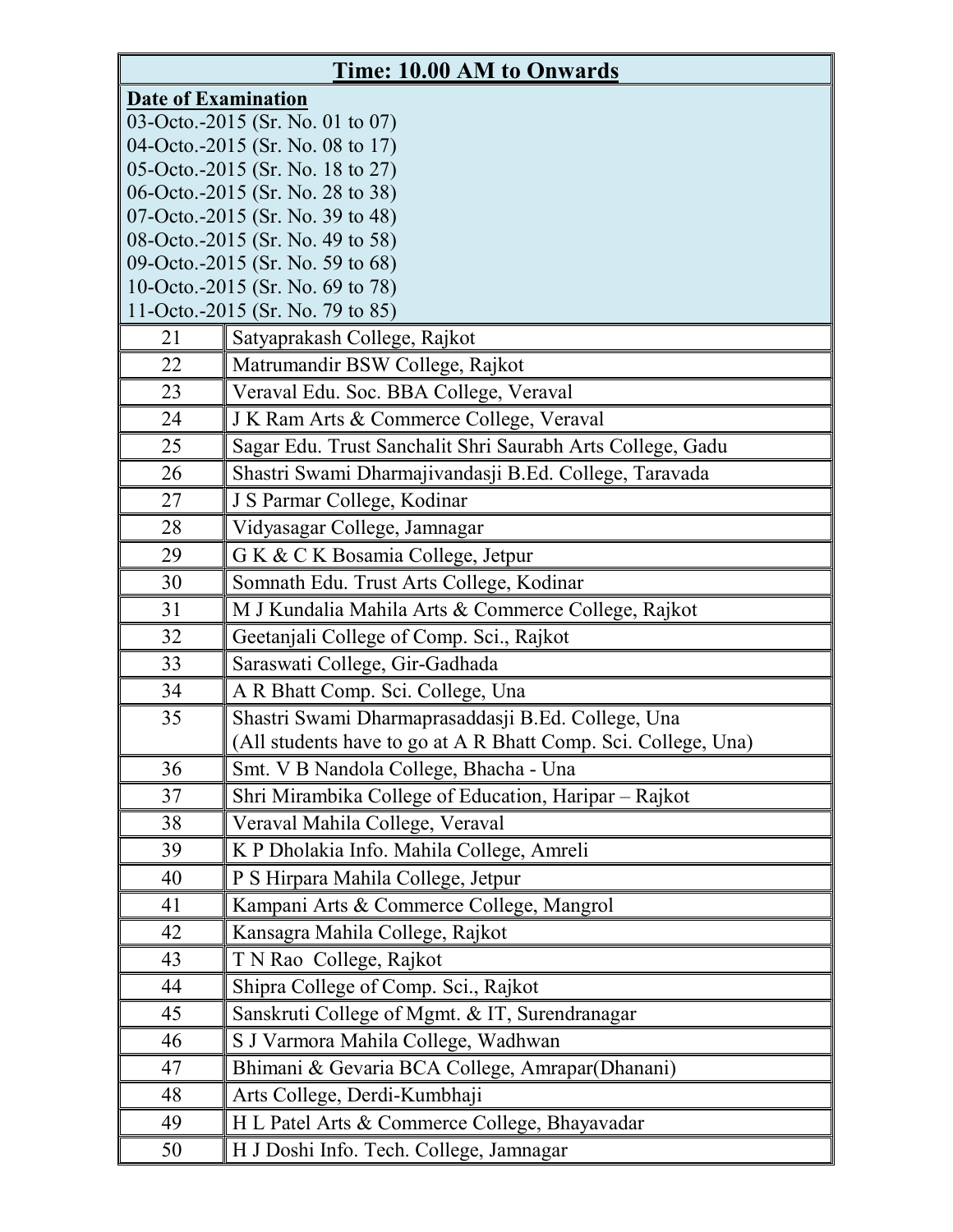| **Time: 10.00 AM to Onwards** | |
|---|---|
| **Date of Examination**<br>03-Octo.-2015 (Sr. No. 01 to 07)<br>04-Octo.-2015 (Sr. No. 08 to 17)<br>05-Octo.-2015 (Sr. No. 18 to 27)<br>06-Octo.-2015 (Sr. No. 28 to 38)<br>07-Octo.-2015 (Sr. No. 39 to 48)<br>08-Octo.-2015 (Sr. No. 49 to 58)<br>09-Octo.-2015 (Sr. No. 59 to 68)<br>10-Octo.-2015 (Sr. No. 69 to 78)<br>11-Octo.-2015 (Sr. No. 79 to 85) | |
| 21 | Satyaprakash College, Rajkot |
| 22 | Matrumandir BSW College, Rajkot |
| 23 | Veraval Edu. Soc. BBA College, Veraval |
| 24 | J K Ram Arts & Commerce College, Veraval |
| 25 | Sagar Edu. Trust Sanchalit Shri Saurabh Arts College, Gadu |
| 26 | Shastri Swami Dharmajivandasji B.Ed. College, Taravada |
| 27 | J S Parmar College, Kodinar |
| 28 | Vidyasagar College, Jamnagar |
| 29 | G K & C K Bosamia College, Jetpur |
| 30 | Somnath Edu. Trust Arts College, Kodinar |
| 31 | M J Kundalia Mahila Arts & Commerce College, Rajkot |
| 32 | Geetanjali College of Comp. Sci., Rajkot |
| 33 | Saraswati College, Gir-Gadhada |
| 34 | A R Bhatt Comp. Sci. College, Una |
| 35 | Shastri Swami Dharmaprasaddasji B.Ed. College, Una<br>(All students have to go at A R Bhatt Comp. Sci. College, Una) |
| 36 | Smt. V B Nandola College, Bhacha - Una |
| 37 | Shri Mirambika College of Education, Haripar – Rajkot |
| 38 | Veraval Mahila College, Veraval |
| 39 | K P Dholakia Info. Mahila College, Amreli |
| 40 | P S Hirpara Mahila College, Jetpur |
| 41 | Kampani Arts & Commerce College, Mangrol |
| 42 | Kansagra Mahila College, Rajkot |
| 43 | T N Rao College, Rajkot |
| 44 | Shipra College of Comp. Sci., Rajkot |
| 45 | Sanskruti College of Mgmt. & IT, Surendranagar |
| 46 | S J Varmora Mahila College, Wadhwan |
| 47 | Bhimani & Gevaria BCA College, Amrapar(Dhanani) |
| 48 | Arts College, Derdi-Kumbhaji |
| 49 | H L Patel Arts & Commerce College, Bhayavadar |
| 50 | H J Doshi Info. Tech. College, Jamnagar |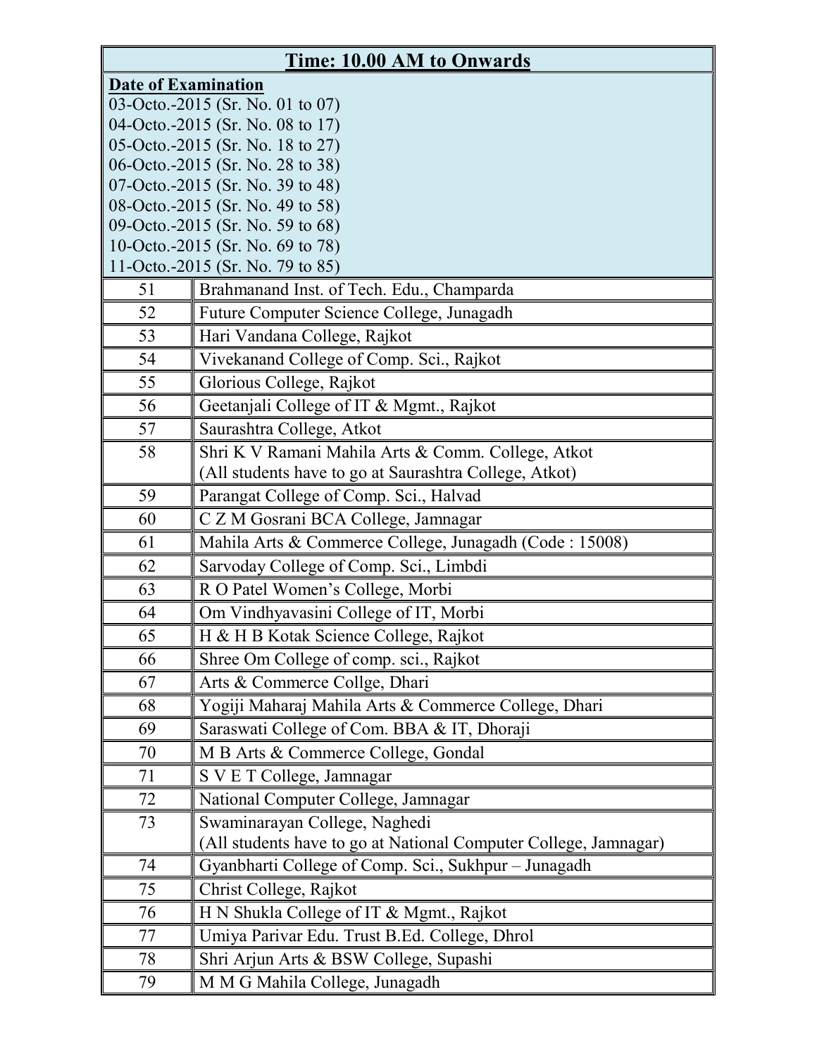| Time: 10.00 AM to Onwards | |
|---|---|
| **Date of Examination**<br>03-Octo.-2015 (Sr. No. 01 to 07)<br>04-Octo.-2015 (Sr. No. 08 to 17)<br>05-Octo.-2015 (Sr. No. 18 to 27)<br>06-Octo.-2015 (Sr. No. 28 to 38)<br>07-Octo.-2015 (Sr. No. 39 to 48)<br>08-Octo.-2015 (Sr. No. 49 to 58)<br>09-Octo.-2015 (Sr. No. 59 to 68)<br>10-Octo.-2015 (Sr. No. 69 to 78)<br>11-Octo.-2015 (Sr. No. 79 to 85) | |
| 51 | Brahmanand Inst. of Tech. Edu., Champarda |
| 52 | Future Computer Science College, Junagadh |
| 53 | Hari Vandana College, Rajkot |
| 54 | Vivekanand College of Comp. Sci., Rajkot |
| 55 | Glorious College, Rajkot |
| 56 | Geetanjali College of IT & Mgmt., Rajkot |
| 57 | Saurashtra College, Atkot |
| 58 | Shri K V Ramani Mahila Arts & Comm. College, Atkot<br>(All students have to go at Saurashtra College, Atkot) |
| 59 | Parangat College of Comp. Sci., Halvad |
| 60 | C Z M Gosrani BCA College, Jamnagar |
| 61 | Mahila Arts & Commerce College, Junagadh (Code : 15008) |
| 62 | Sarvoday College of Comp. Sci., Limbdi |
| 63 | R O Patel Women's College, Morbi |
| 64 | Om Vindhyavasini College of IT, Morbi |
| 65 | H & H B Kotak Science College, Rajkot |
| 66 | Shree Om College of comp. sci., Rajkot |
| 67 | Arts & Commerce Collge, Dhari |
| 68 | Yogiji Maharaj Mahila Arts & Commerce College, Dhari |
| 69 | Saraswati College of Com. BBA & IT, Dhoraji |
| 70 | M B Arts & Commerce College, Gondal |
| 71 | S V E T College, Jamnagar |
| 72 | National Computer College, Jamnagar |
| 73 | Swaminarayan College, Naghedi<br>(All students have to go at National Computer College, Jamnagar) |
| 74 | Gyanbharti College of Comp. Sci., Sukhpur – Junagadh |
| 75 | Christ College, Rajkot |
| 76 | H N Shukla College of IT & Mgmt., Rajkot |
| 77 | Umiya Parivar Edu. Trust B.Ed. College, Dhrol |
| 78 | Shri Arjun Arts & BSW College, Supashi |
| 79 | M M G Mahila College, Junagadh |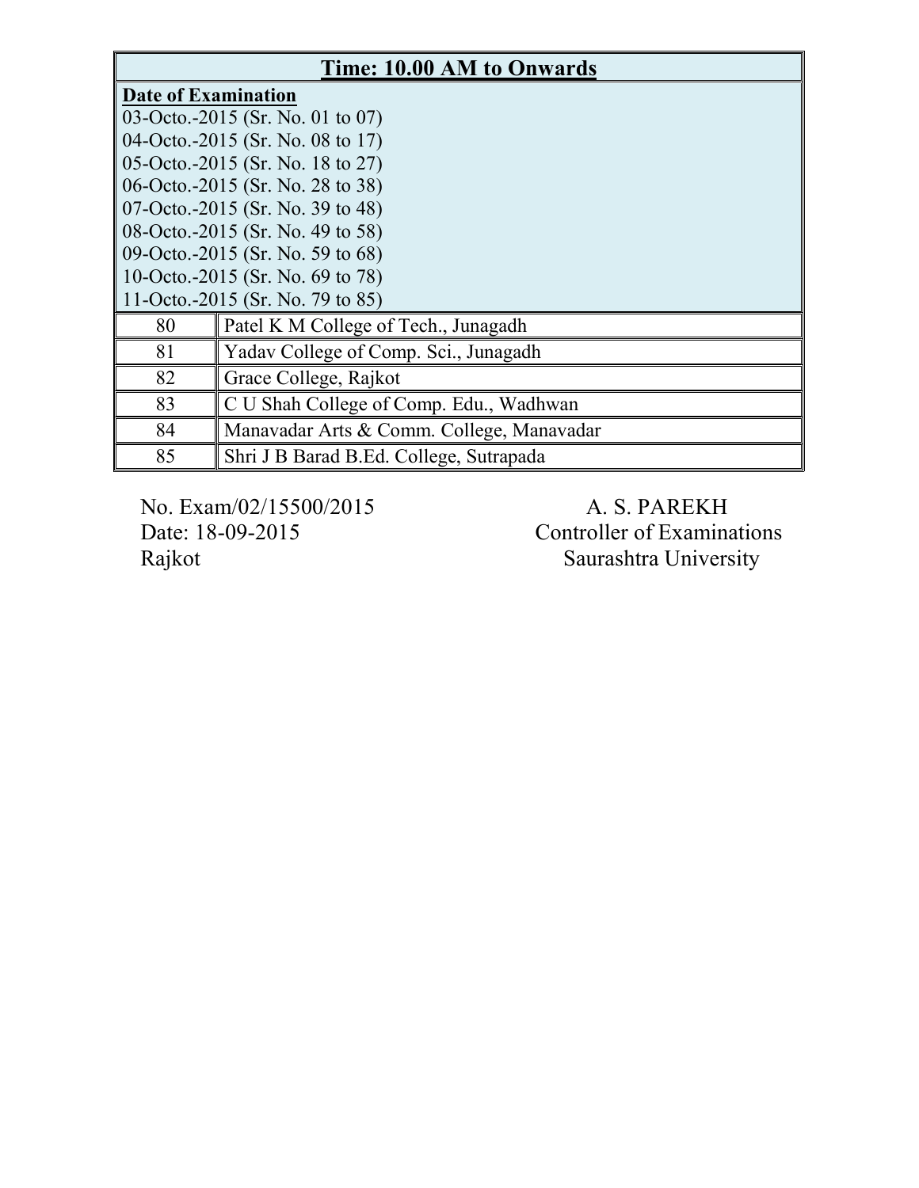## Time: 10.00 AM to Onwards

**Date of Examination**

03-Octo.-2015 (Sr. No. 01 to 07)
04-Octo.-2015 (Sr. No. 08 to 17)
05-Octo.-2015 (Sr. No. 18 to 27)
06-Octo.-2015 (Sr. No. 28 to 38)
07-Octo.-2015 (Sr. No. 39 to 48)
08-Octo.-2015 (Sr. No. 49 to 58)
09-Octo.-2015 (Sr. No. 59 to 68)
10-Octo.-2015 (Sr. No. 69 to 78)
11-Octo.-2015 (Sr. No. 79 to 85)

| | |
|---|---|
| 80 | Patel K M College of Tech., Junagadh |
| 81 | Yadav College of Comp. Sci., Junagadh |
| 82 | Grace College, Rajkot |
| 83 | C U Shah College of Comp. Edu., Wadhwan |
| 84 | Manavadar Arts & Comm. College, Manavadar |
| 85 | Shri J B Barad B.Ed. College, Sutrapada |

No. Exam/02/15500/2015
Date: 18-09-2015
Rajkot

A. S. PAREKH
Controller of Examinations
Saurashtra University